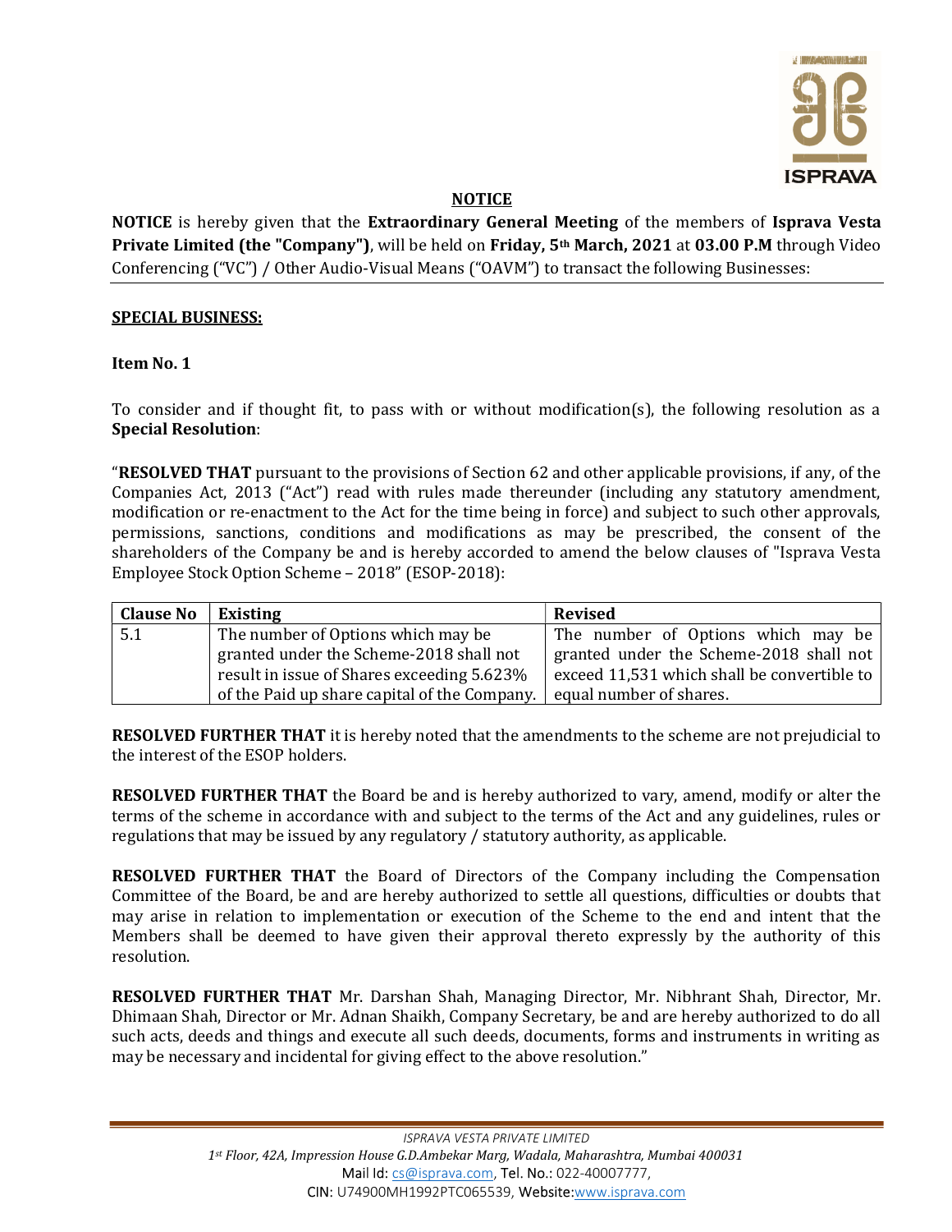## NOTICE

**NOTICE** is hereby given that the **Extraordinary General Meeting** of the members of **Isprava Vesta Private Limited (the "Company")**, will be held on **Friday, 5th March, 2021** at **03.00 P.M** through Video Conferencing ("VC") / Other Audio-Visual Means ("OAVM") to transact the following Businesses:

**SPECIAL BUSINESS:**

**Item No. 1**

To consider and if thought fit, to pass with or without modification(s), the following resolution as a **Special Resolution**:

"**RESOLVED THAT** pursuant to the provisions of Section 62 and other applicable provisions, if any, of the Companies Act, 2013 ("Act") read with rules made thereunder (including any statutory amendment, modification or re-enactment to the Act for the time being in force) and subject to such other approvals, permissions, sanctions, conditions and modifications as may be prescribed, the consent of the shareholders of the Company be and is hereby accorded to amend the below clauses of "Isprava Vesta Employee Stock Option Scheme – 2018" (ESOP-2018):

| Clause No | Existing | Revised |
|---|---|---|
| 5.1 | The number of Options which may be granted under the Scheme-2018 shall not result in issue of Shares exceeding 5.623% of the Paid up share capital of the Company. | The number of Options which may be granted under the Scheme-2018 shall not exceed 11,531 which shall be convertible to equal number of shares. |

**RESOLVED FURTHER THAT** it is hereby noted that the amendments to the scheme are not prejudicial to the interest of the ESOP holders.

**RESOLVED FURTHER THAT** the Board be and is hereby authorized to vary, amend, modify or alter the terms of the scheme in accordance with and subject to the terms of the Act and any guidelines, rules or regulations that may be issued by any regulatory / statutory authority, as applicable.

**RESOLVED FURTHER THAT** the Board of Directors of the Company including the Compensation Committee of the Board, be and are hereby authorized to settle all questions, difficulties or doubts that may arise in relation to implementation or execution of the Scheme to the end and intent that the Members shall be deemed to have given their approval thereto expressly by the authority of this resolution.

**RESOLVED FURTHER THAT** Mr. Darshan Shah, Managing Director, Mr. Nibhrant Shah, Director, Mr. Dhimaan Shah, Director or Mr. Adnan Shaikh, Company Secretary, be and are hereby authorized to do all such acts, deeds and things and execute all such deeds, documents, forms and instruments in writing as may be necessary and incidental for giving effect to the above resolution."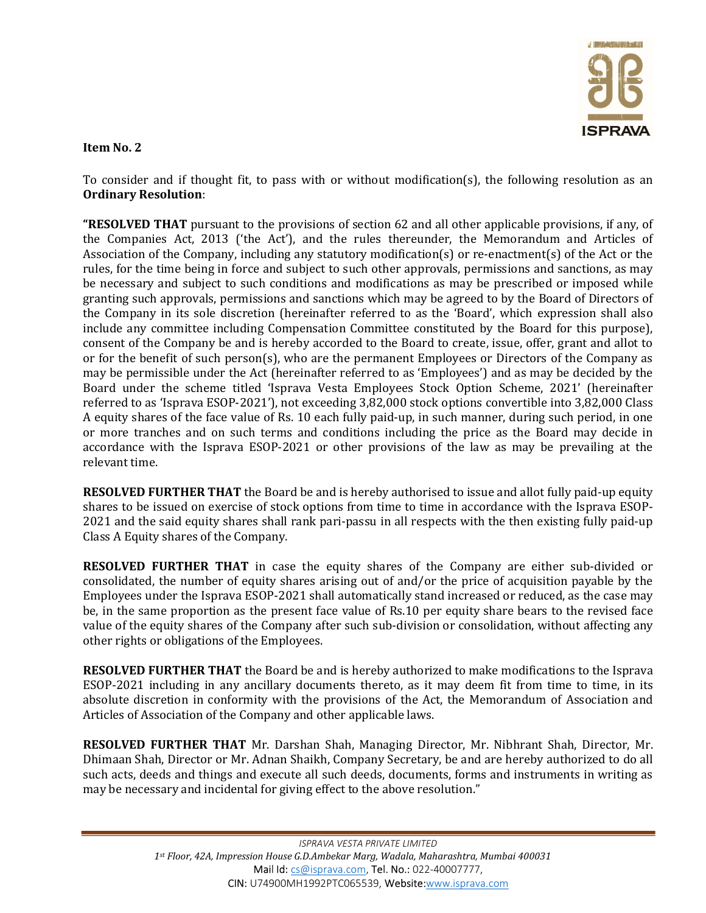**Item No. 2**

To consider and if thought fit, to pass with or without modification(s), the following resolution as an **Ordinary Resolution**:

**"RESOLVED THAT** pursuant to the provisions of section 62 and all other applicable provisions, if any, of the Companies Act, 2013 ('the Act'), and the rules thereunder, the Memorandum and Articles of Association of the Company, including any statutory modification(s) or re-enactment(s) of the Act or the rules, for the time being in force and subject to such other approvals, permissions and sanctions, as may be necessary and subject to such conditions and modifications as may be prescribed or imposed while granting such approvals, permissions and sanctions which may be agreed to by the Board of Directors of the Company in its sole discretion (hereinafter referred to as the 'Board', which expression shall also include any committee including Compensation Committee constituted by the Board for this purpose), consent of the Company be and is hereby accorded to the Board to create, issue, offer, grant and allot to or for the benefit of such person(s), who are the permanent Employees or Directors of the Company as may be permissible under the Act (hereinafter referred to as 'Employees') and as may be decided by the Board under the scheme titled 'Isprava Vesta Employees Stock Option Scheme, 2021' (hereinafter referred to as 'Isprava ESOP-2021'), not exceeding 3,82,000 stock options convertible into 3,82,000 Class A equity shares of the face value of Rs. 10 each fully paid-up, in such manner, during such period, in one or more tranches and on such terms and conditions including the price as the Board may decide in accordance with the Isprava ESOP-2021 or other provisions of the law as may be prevailing at the relevant time.

**RESOLVED FURTHER THAT** the Board be and is hereby authorised to issue and allot fully paid-up equity shares to be issued on exercise of stock options from time to time in accordance with the Isprava ESOP-2021 and the said equity shares shall rank pari-passu in all respects with the then existing fully paid-up Class A Equity shares of the Company.

**RESOLVED FURTHER THAT** in case the equity shares of the Company are either sub-divided or consolidated, the number of equity shares arising out of and/or the price of acquisition payable by the Employees under the Isprava ESOP-2021 shall automatically stand increased or reduced, as the case may be, in the same proportion as the present face value of Rs.10 per equity share bears to the revised face value of the equity shares of the Company after such sub-division or consolidation, without affecting any other rights or obligations of the Employees.

**RESOLVED FURTHER THAT** the Board be and is hereby authorized to make modifications to the Isprava ESOP-2021 including in any ancillary documents thereto, as it may deem fit from time to time, in its absolute discretion in conformity with the provisions of the Act, the Memorandum of Association and Articles of Association of the Company and other applicable laws.

**RESOLVED FURTHER THAT** Mr. Darshan Shah, Managing Director, Mr. Nibhrant Shah, Director, Mr. Dhimaan Shah, Director or Mr. Adnan Shaikh, Company Secretary, be and are hereby authorized to do all such acts, deeds and things and execute all such deeds, documents, forms and instruments in writing as may be necessary and incidental for giving effect to the above resolution."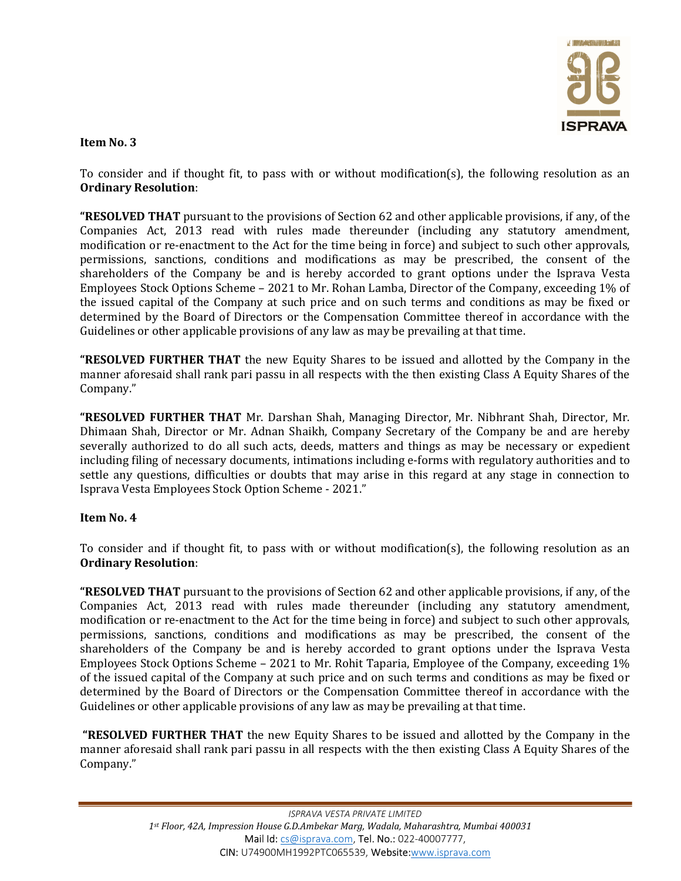**Item No. 3**

To consider and if thought fit, to pass with or without modification(s), the following resolution as an **Ordinary Resolution**:

**"RESOLVED THAT** pursuant to the provisions of Section 62 and other applicable provisions, if any, of the Companies Act, 2013 read with rules made thereunder (including any statutory amendment, modification or re-enactment to the Act for the time being in force) and subject to such other approvals, permissions, sanctions, conditions and modifications as may be prescribed, the consent of the shareholders of the Company be and is hereby accorded to grant options under the Isprava Vesta Employees Stock Options Scheme – 2021 to Mr. Rohan Lamba, Director of the Company, exceeding 1% of the issued capital of the Company at such price and on such terms and conditions as may be fixed or determined by the Board of Directors or the Compensation Committee thereof in accordance with the Guidelines or other applicable provisions of any law as may be prevailing at that time.

**"RESOLVED FURTHER THAT** the new Equity Shares to be issued and allotted by the Company in the manner aforesaid shall rank pari passu in all respects with the then existing Class A Equity Shares of the Company."

**"RESOLVED FURTHER THAT** Mr. Darshan Shah, Managing Director, Mr. Nibhrant Shah, Director, Mr. Dhimaan Shah, Director or Mr. Adnan Shaikh, Company Secretary of the Company be and are hereby severally authorized to do all such acts, deeds, matters and things as may be necessary or expedient including filing of necessary documents, intimations including e-forms with regulatory authorities and to settle any questions, difficulties or doubts that may arise in this regard at any stage in connection to Isprava Vesta Employees Stock Option Scheme - 2021."

**Item No. 4**

To consider and if thought fit, to pass with or without modification(s), the following resolution as an **Ordinary Resolution**:

**"RESOLVED THAT** pursuant to the provisions of Section 62 and other applicable provisions, if any, of the Companies Act, 2013 read with rules made thereunder (including any statutory amendment, modification or re-enactment to the Act for the time being in force) and subject to such other approvals, permissions, sanctions, conditions and modifications as may be prescribed, the consent of the shareholders of the Company be and is hereby accorded to grant options under the Isprava Vesta Employees Stock Options Scheme – 2021 to Mr. Rohit Taparia, Employee of the Company, exceeding 1% of the issued capital of the Company at such price and on such terms and conditions as may be fixed or determined by the Board of Directors or the Compensation Committee thereof in accordance with the Guidelines or other applicable provisions of any law as may be prevailing at that time.

**"RESOLVED FURTHER THAT** the new Equity Shares to be issued and allotted by the Company in the manner aforesaid shall rank pari passu in all respects with the then existing Class A Equity Shares of the Company."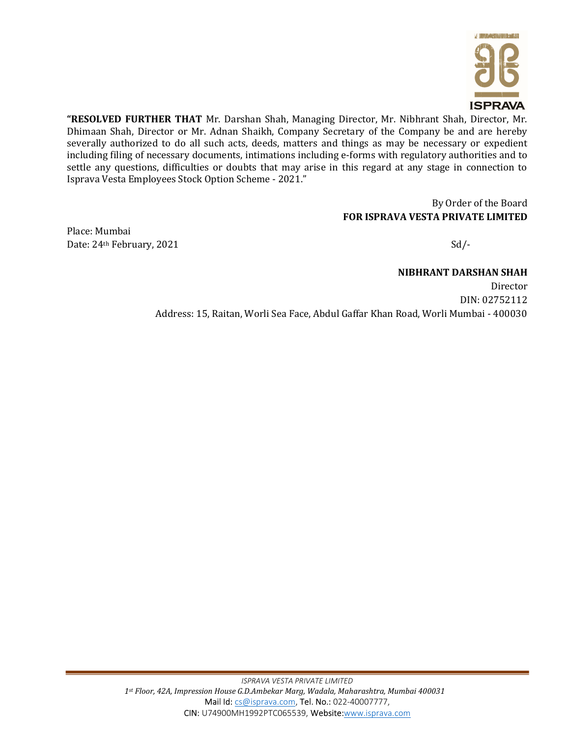**"RESOLVED FURTHER THAT** Mr. Darshan Shah, Managing Director, Mr. Nibhrant Shah, Director, Mr. Dhimaan Shah, Director or Mr. Adnan Shaikh, Company Secretary of the Company be and are hereby severally authorized to do all such acts, deeds, matters and things as may be necessary or expedient including filing of necessary documents, intimations including e-forms with regulatory authorities and to settle any questions, difficulties or doubts that may arise in this regard at any stage in connection to Isprava Vesta Employees Stock Option Scheme - 2021."

By Order of the Board
**FOR ISPRAVA VESTA PRIVATE LIMITED**

Place: Mumbai
Date: 24th February, 2021

Sd/-

**NIBHRANT DARSHAN SHAH**
Director
DIN: 02752112
Address: 15, Raitan, Worli Sea Face, Abdul Gaffar Khan Road, Worli Mumbai - 400030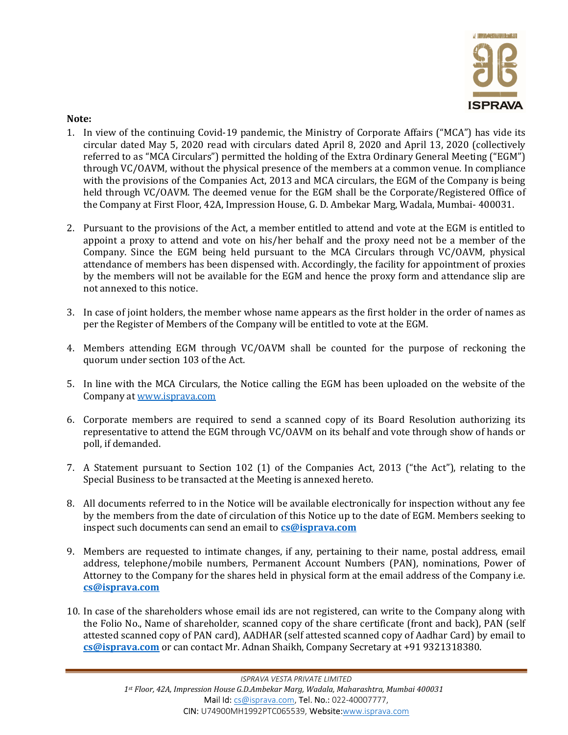**Note:**

1. In view of the continuing Covid-19 pandemic, the Ministry of Corporate Affairs ("MCA") has vide its circular dated May 5, 2020 read with circulars dated April 8, 2020 and April 13, 2020 (collectively referred to as "MCA Circulars") permitted the holding of the Extra Ordinary General Meeting ("EGM") through VC/OAVM, without the physical presence of the members at a common venue. In compliance with the provisions of the Companies Act, 2013 and MCA circulars, the EGM of the Company is being held through VC/OAVM. The deemed venue for the EGM shall be the Corporate/Registered Office of the Company at First Floor, 42A, Impression House, G. D. Ambekar Marg, Wadala, Mumbai- 400031.

2. Pursuant to the provisions of the Act, a member entitled to attend and vote at the EGM is entitled to appoint a proxy to attend and vote on his/her behalf and the proxy need not be a member of the Company. Since the EGM being held pursuant to the MCA Circulars through VC/OAVM, physical attendance of members has been dispensed with. Accordingly, the facility for appointment of proxies by the members will not be available for the EGM and hence the proxy form and attendance slip are not annexed to this notice.

3. In case of joint holders, the member whose name appears as the first holder in the order of names as per the Register of Members of the Company will be entitled to vote at the EGM.

4. Members attending EGM through VC/OAVM shall be counted for the purpose of reckoning the quorum under section 103 of the Act.

5. In line with the MCA Circulars, the Notice calling the EGM has been uploaded on the website of the Company at www.isprava.com

6. Corporate members are required to send a scanned copy of its Board Resolution authorizing its representative to attend the EGM through VC/OAVM on its behalf and vote through show of hands or poll, if demanded.

7. A Statement pursuant to Section 102 (1) of the Companies Act, 2013 ("the Act"), relating to the Special Business to be transacted at the Meeting is annexed hereto.

8. All documents referred to in the Notice will be available electronically for inspection without any fee by the members from the date of circulation of this Notice up to the date of EGM. Members seeking to inspect such documents can send an email to **cs@isprava.com**

9. Members are requested to intimate changes, if any, pertaining to their name, postal address, email address, telephone/mobile numbers, Permanent Account Numbers (PAN), nominations, Power of Attorney to the Company for the shares held in physical form at the email address of the Company i.e. **cs@isprava.com**

10. In case of the shareholders whose email ids are not registered, can write to the Company along with the Folio No., Name of shareholder, scanned copy of the share certificate (front and back), PAN (self attested scanned copy of PAN card), AADHAR (self attested scanned copy of Aadhar Card) by email to **cs@isprava.com** or can contact Mr. Adnan Shaikh, Company Secretary at +91 9321318380.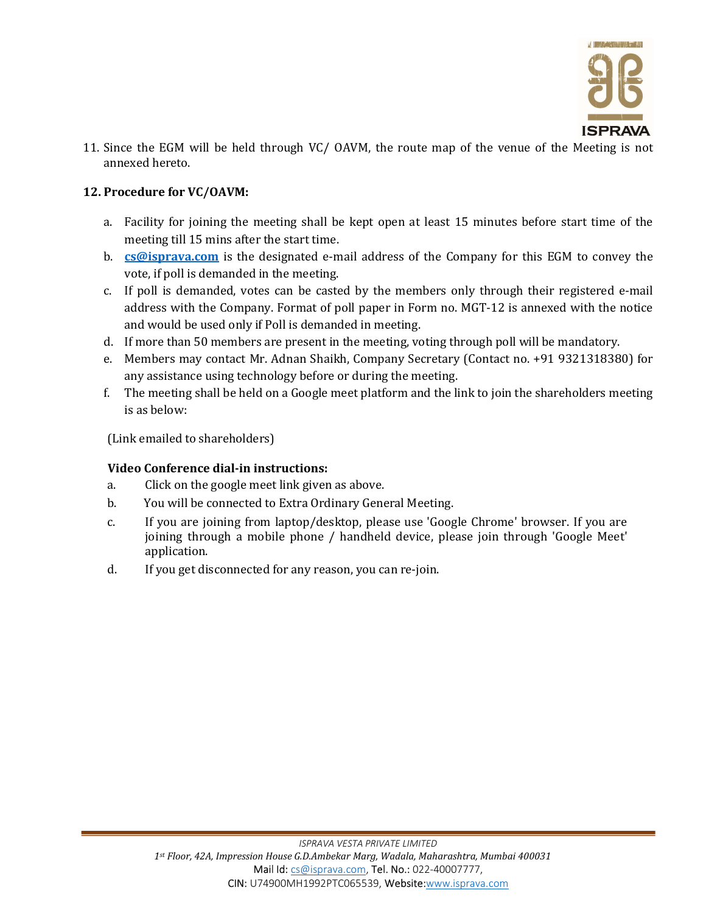11. Since the EGM will be held through VC/ OAVM, the route map of the venue of the Meeting is not annexed hereto.

**12. Procedure for VC/OAVM:**

a. Facility for joining the meeting shall be kept open at least 15 minutes before start time of the meeting till 15 mins after the start time.

b. **cs@isprava.com** is the designated e-mail address of the Company for this EGM to convey the vote, if poll is demanded in the meeting.

c. If poll is demanded, votes can be casted by the members only through their registered e-mail address with the Company. Format of poll paper in Form no. MGT-12 is annexed with the notice and would be used only if Poll is demanded in meeting.

d. If more than 50 members are present in the meeting, voting through poll will be mandatory.

e. Members may contact Mr. Adnan Shaikh, Company Secretary (Contact no. +91 9321318380) for any assistance using technology before or during the meeting.

f. The meeting shall be held on a Google meet platform and the link to join the shareholders meeting is as below:

(Link emailed to shareholders)

**Video Conference dial-in instructions:**

a. Click on the google meet link given as above.

b. You will be connected to Extra Ordinary General Meeting.

c. If you are joining from laptop/desktop, please use 'Google Chrome' browser. If you are joining through a mobile phone / handheld device, please join through 'Google Meet' application.

d. If you get disconnected for any reason, you can re-join.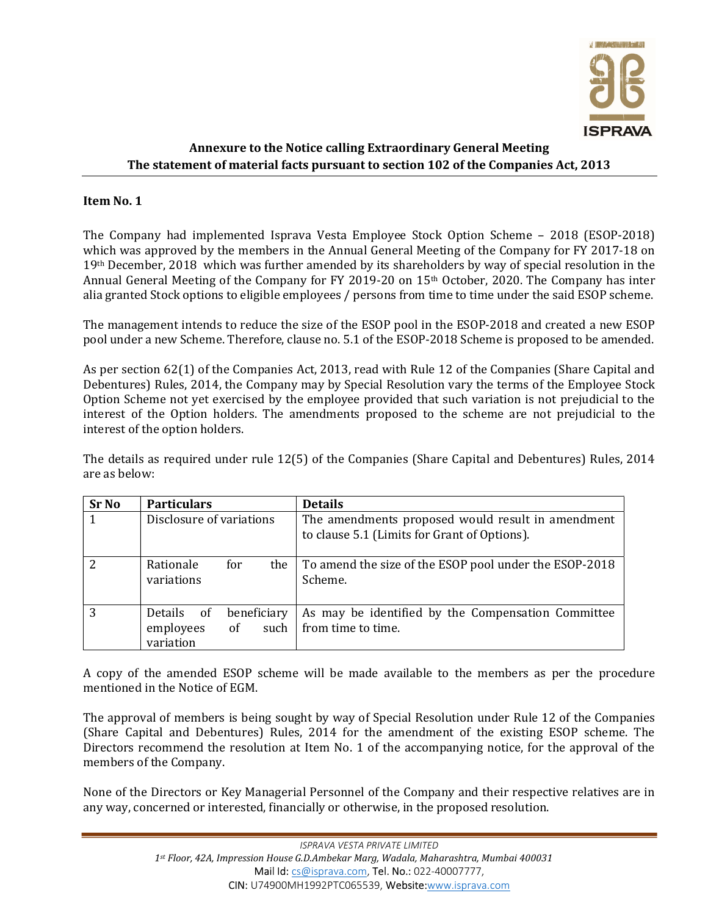**Annexure to the Notice calling Extraordinary General Meeting**
**The statement of material facts pursuant to section 102 of the Companies Act, 2013**

**Item No. 1**

The Company had implemented Isprava Vesta Employee Stock Option Scheme – 2018 (ESOP-2018) which was approved by the members in the Annual General Meeting of the Company for FY 2017-18 on 19th December, 2018 which was further amended by its shareholders by way of special resolution in the Annual General Meeting of the Company for FY 2019-20 on 15th October, 2020. The Company has inter alia granted Stock options to eligible employees / persons from time to time under the said ESOP scheme.

The management intends to reduce the size of the ESOP pool in the ESOP-2018 and created a new ESOP pool under a new Scheme. Therefore, clause no. 5.1 of the ESOP-2018 Scheme is proposed to be amended.

As per section 62(1) of the Companies Act, 2013, read with Rule 12 of the Companies (Share Capital and Debentures) Rules, 2014, the Company may by Special Resolution vary the terms of the Employee Stock Option Scheme not yet exercised by the employee provided that such variation is not prejudicial to the interest of the Option holders. The amendments proposed to the scheme are not prejudicial to the interest of the option holders.

The details as required under rule 12(5) of the Companies (Share Capital and Debentures) Rules, 2014 are as below:

| Sr No | Particulars | Details |
|---|---|---|
| 1 | Disclosure of variations | The amendments proposed would result in amendment to clause 5.1 (Limits for Grant of Options). |
| 2 | Rationale for the variations | To amend the size of the ESOP pool under the ESOP-2018 Scheme. |
| 3 | Details of beneficiary employees of such variation | As may be identified by the Compensation Committee from time to time. |

A copy of the amended ESOP scheme will be made available to the members as per the procedure mentioned in the Notice of EGM.

The approval of members is being sought by way of Special Resolution under Rule 12 of the Companies (Share Capital and Debentures) Rules, 2014 for the amendment of the existing ESOP scheme. The Directors recommend the resolution at Item No. 1 of the accompanying notice, for the approval of the members of the Company.

None of the Directors or Key Managerial Personnel of the Company and their respective relatives are in any way, concerned or interested, financially or otherwise, in the proposed resolution.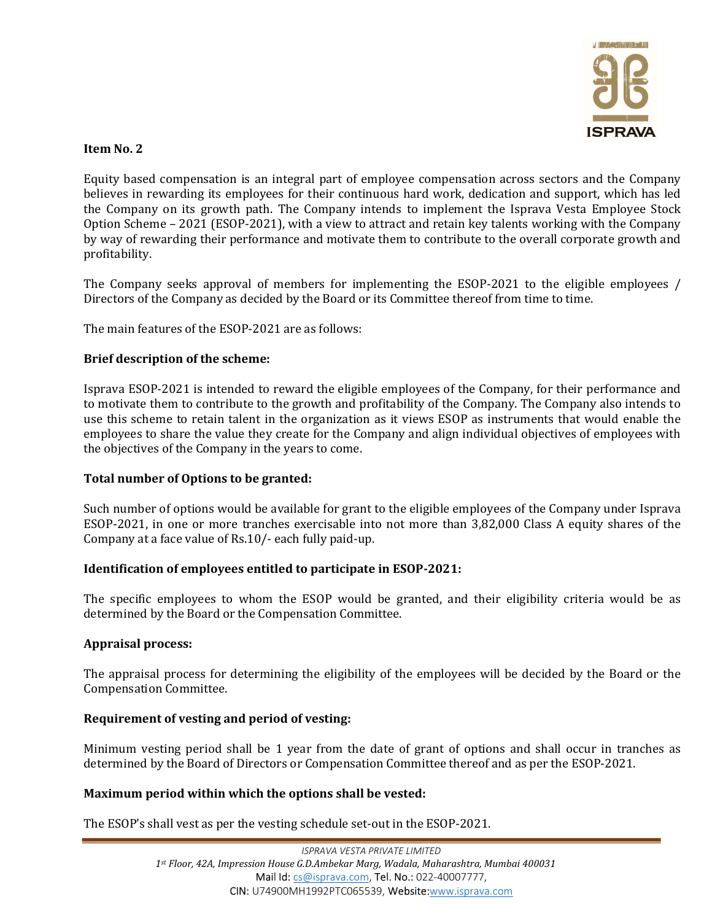**Item No. 2**

Equity based compensation is an integral part of employee compensation across sectors and the Company believes in rewarding its employees for their continuous hard work, dedication and support, which has led the Company on its growth path. The Company intends to implement the Isprava Vesta Employee Stock Option Scheme – 2021 (ESOP-2021), with a view to attract and retain key talents working with the Company by way of rewarding their performance and motivate them to contribute to the overall corporate growth and profitability.

The Company seeks approval of members for implementing the ESOP-2021 to the eligible employees / Directors of the Company as decided by the Board or its Committee thereof from time to time.

The main features of the ESOP-2021 are as follows:

**Brief description of the scheme:**

Isprava ESOP-2021 is intended to reward the eligible employees of the Company, for their performance and to motivate them to contribute to the growth and profitability of the Company. The Company also intends to use this scheme to retain talent in the organization as it views ESOP as instruments that would enable the employees to share the value they create for the Company and align individual objectives of employees with the objectives of the Company in the years to come.

**Total number of Options to be granted:**

Such number of options would be available for grant to the eligible employees of the Company under Isprava ESOP-2021, in one or more tranches exercisable into not more than 3,82,000 Class A equity shares of the Company at a face value of Rs.10/- each fully paid-up.

**Identification of employees entitled to participate in ESOP-2021:**

The specific employees to whom the ESOP would be granted, and their eligibility criteria would be as determined by the Board or the Compensation Committee.

**Appraisal process:**

The appraisal process for determining the eligibility of the employees will be decided by the Board or the Compensation Committee.

**Requirement of vesting and period of vesting:**

Minimum vesting period shall be 1 year from the date of grant of options and shall occur in tranches as determined by the Board of Directors or Compensation Committee thereof and as per the ESOP-2021.

**Maximum period within which the options shall be vested:**

The ESOP's shall vest as per the vesting schedule set-out in the ESOP-2021.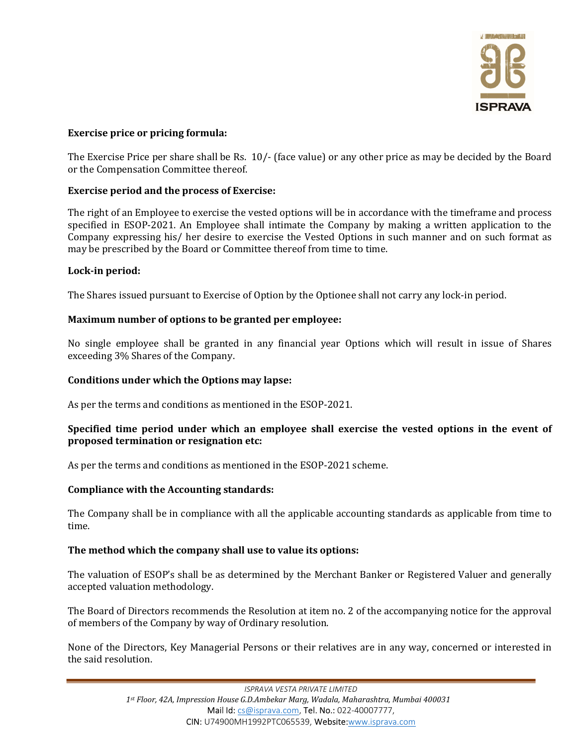**Exercise price or pricing formula:**

The Exercise Price per share shall be Rs. 10/- (face value) or any other price as may be decided by the Board or the Compensation Committee thereof.

**Exercise period and the process of Exercise:**

The right of an Employee to exercise the vested options will be in accordance with the timeframe and process specified in ESOP-2021. An Employee shall intimate the Company by making a written application to the Company expressing his/ her desire to exercise the Vested Options in such manner and on such format as may be prescribed by the Board or Committee thereof from time to time.

**Lock-in period:**

The Shares issued pursuant to Exercise of Option by the Optionee shall not carry any lock-in period.

**Maximum number of options to be granted per employee:**

No single employee shall be granted in any financial year Options which will result in issue of Shares exceeding 3% Shares of the Company.

**Conditions under which the Options may lapse:**

As per the terms and conditions as mentioned in the ESOP-2021.

**Specified time period under which an employee shall exercise the vested options in the event of proposed termination or resignation etc:**

As per the terms and conditions as mentioned in the ESOP-2021 scheme.

**Compliance with the Accounting standards:**

The Company shall be in compliance with all the applicable accounting standards as applicable from time to time.

**The method which the company shall use to value its options:**

The valuation of ESOP's shall be as determined by the Merchant Banker or Registered Valuer and generally accepted valuation methodology.

The Board of Directors recommends the Resolution at item no. 2 of the accompanying notice for the approval of members of the Company by way of Ordinary resolution.

None of the Directors, Key Managerial Persons or their relatives are in any way, concerned or interested in the said resolution.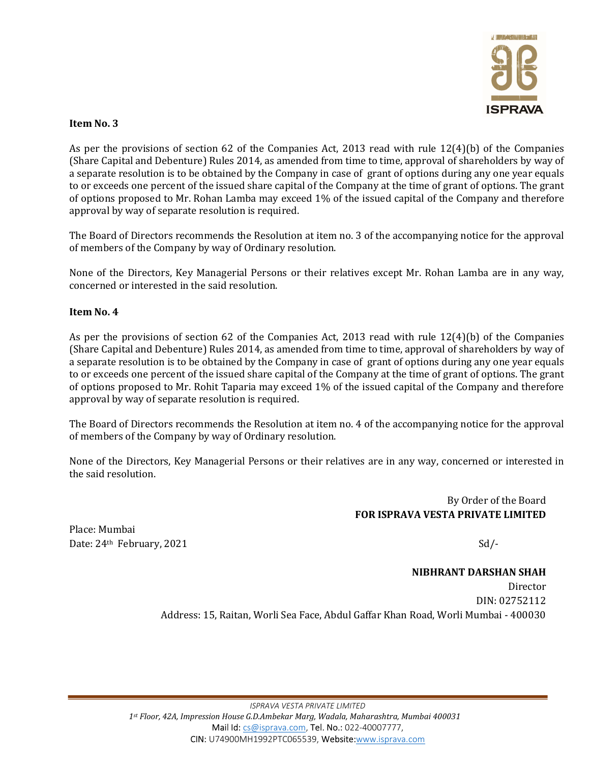**Item No. 3**

As per the provisions of section 62 of the Companies Act, 2013 read with rule 12(4)(b) of the Companies (Share Capital and Debenture) Rules 2014, as amended from time to time, approval of shareholders by way of a separate resolution is to be obtained by the Company in case of grant of options during any one year equals to or exceeds one percent of the issued share capital of the Company at the time of grant of options. The grant of options proposed to Mr. Rohan Lamba may exceed 1% of the issued capital of the Company and therefore approval by way of separate resolution is required.

The Board of Directors recommends the Resolution at item no. 3 of the accompanying notice for the approval of members of the Company by way of Ordinary resolution.

None of the Directors, Key Managerial Persons or their relatives except Mr. Rohan Lamba are in any way, concerned or interested in the said resolution.

**Item No. 4**

As per the provisions of section 62 of the Companies Act, 2013 read with rule 12(4)(b) of the Companies (Share Capital and Debenture) Rules 2014, as amended from time to time, approval of shareholders by way of a separate resolution is to be obtained by the Company in case of grant of options during any one year equals to or exceeds one percent of the issued share capital of the Company at the time of grant of options. The grant of options proposed to Mr. Rohit Taparia may exceed 1% of the issued capital of the Company and therefore approval by way of separate resolution is required.

The Board of Directors recommends the Resolution at item no. 4 of the accompanying notice for the approval of members of the Company by way of Ordinary resolution.

None of the Directors, Key Managerial Persons or their relatives are in any way, concerned or interested in the said resolution.

By Order of the Board
**FOR ISPRAVA VESTA PRIVATE LIMITED**

Place: Mumbai
Date: 24th February, 2021

Sd/-

**NIBHRANT DARSHAN SHAH**
Director
DIN: 02752112
Address: 15, Raitan, Worli Sea Face, Abdul Gaffar Khan Road, Worli Mumbai - 400030

*ISPRAVA VESTA PRIVATE LIMITED*
*1st Floor, 42A, Impression House G.D.Ambekar Marg, Wadala, Maharashtra, Mumbai 400031*
Mail Id: cs@isprava.com, Tel. No.: 022-40007777,
CIN: U74900MH1992PTC065539, Website:www.isprava.com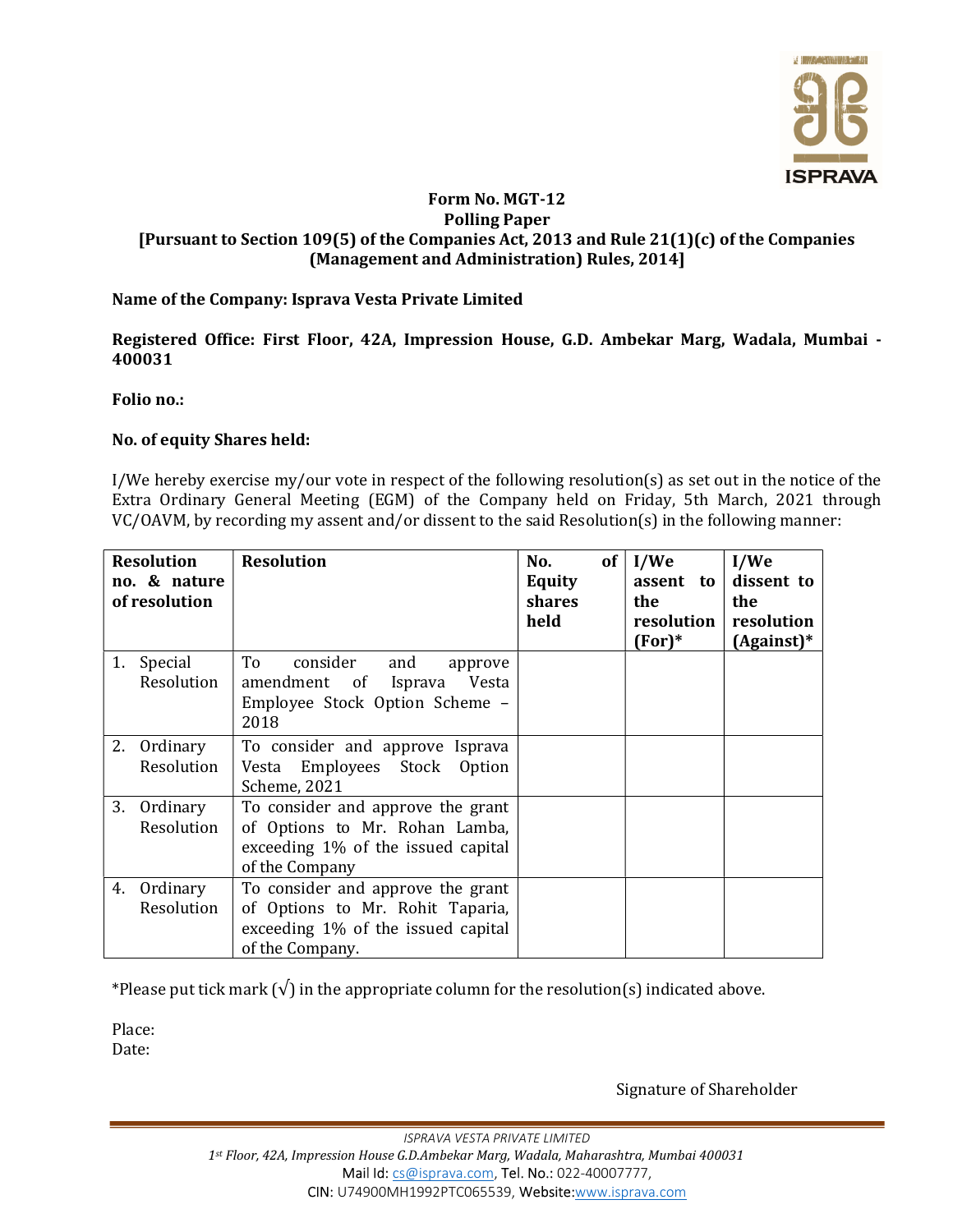ISPRAVA

**Form No. MGT-12**
**Polling Paper**
**[Pursuant to Section 109(5) of the Companies Act, 2013 and Rule 21(1)(c) of the Companies (Management and Administration) Rules, 2014]**

**Name of the Company: Isprava Vesta Private Limited**

**Registered Office: First Floor, 42A, Impression House, G.D. Ambekar Marg, Wadala, Mumbai - 400031**

**Folio no.:**

**No. of equity Shares held:**

I/We hereby exercise my/our vote in respect of the following resolution(s) as set out in the notice of the Extra Ordinary General Meeting (EGM) of the Company held on Friday, 5th March, 2021 through VC/OAVM, by recording my assent and/or dissent to the said Resolution(s) in the following manner:

| Resolution no. & nature of resolution | Resolution | No. of Equity shares held | I/We assent to the resolution (For)* | I/We dissent to the resolution (Against)* |
|---|---|---|---|---|
| 1. Special Resolution | To consider and approve amendment of Isprava Vesta Employee Stock Option Scheme – 2018 | | | |
| 2. Ordinary Resolution | To consider and approve Isprava Vesta Employees Stock Option Scheme, 2021 | | | |
| 3. Ordinary Resolution | To consider and approve the grant of Options to Mr. Rohan Lamba, exceeding 1% of the issued capital of the Company | | | |
| 4. Ordinary Resolution | To consider and approve the grant of Options to Mr. Rohit Taparia, exceeding 1% of the issued capital of the Company. | | | |

*Please put tick mark (√) in the appropriate column for the resolution(s) indicated above.

Place:
Date:

Signature of Shareholder

*ISPRAVA VESTA PRIVATE LIMITED*
*1st Floor, 42A, Impression House G.D.Ambekar Marg, Wadala, Maharashtra, Mumbai 400031*
Mail Id: cs@isprava.com, Tel. No.: 022-40007777,
CIN: U74900MH1992PTC065539, Website: www.isprava.com